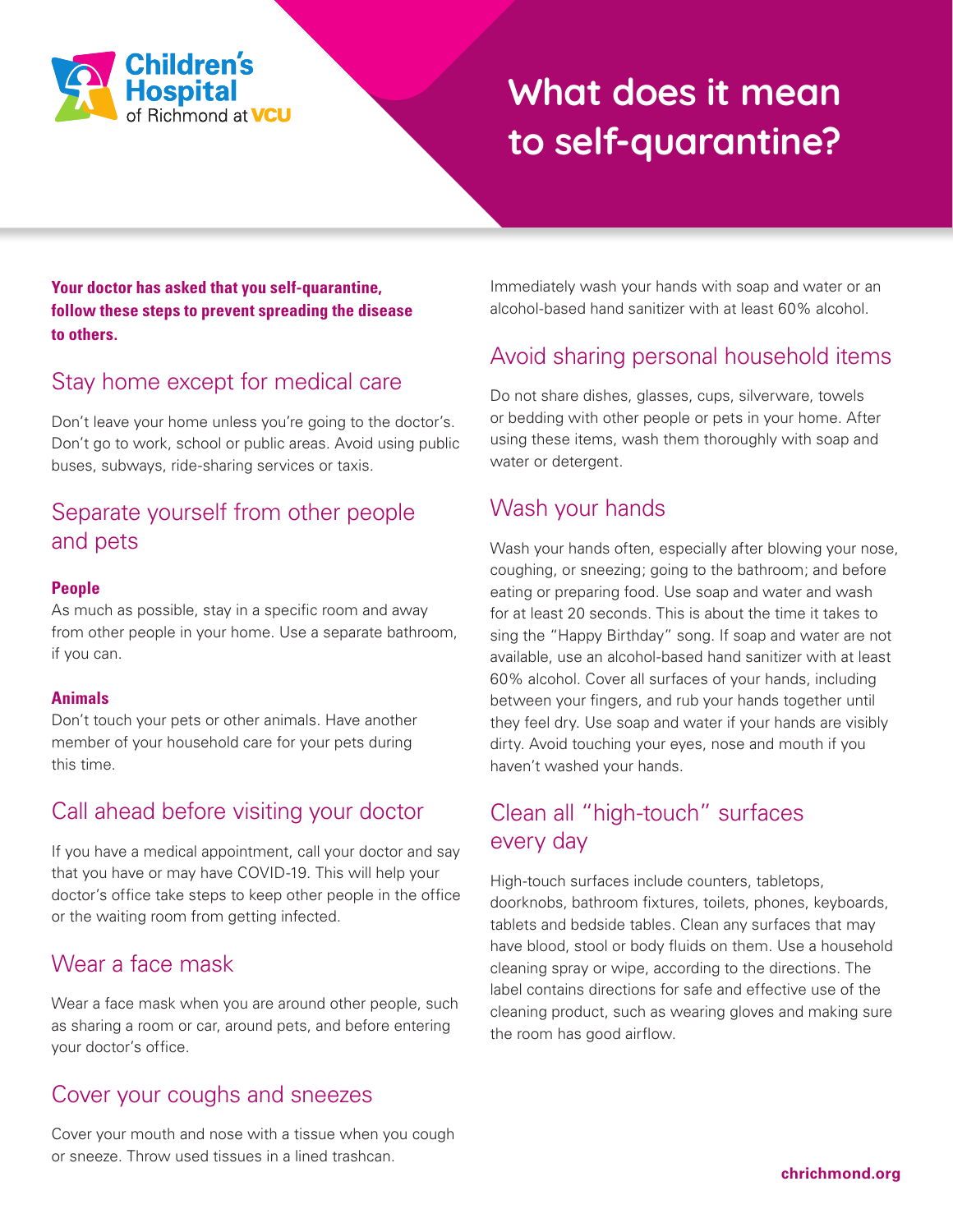Children's Hospital of Richmond at VCU

# What does it mean to self-quarantine?

**Your doctor has asked that you self-quarantine, follow these steps to prevent spreading the disease to others.**

## Stay home except for medical care

Don't leave your home unless you're going to the doctor's. Don't go to work, school or public areas. Avoid using public buses, subways, ride-sharing services or taxis.

## Separate yourself from other people and pets

**People**
As much as possible, stay in a specific room and away from other people in your home. Use a separate bathroom, if you can.

**Animals**
Don't touch your pets or other animals. Have another member of your household care for your pets during this time.

## Call ahead before visiting your doctor

If you have a medical appointment, call your doctor and say that you have or may have COVID-19. This will help your doctor's office take steps to keep other people in the office or the waiting room from getting infected.

## Wear a face mask

Wear a face mask when you are around other people, such as sharing a room or car, around pets, and before entering your doctor's office.

## Cover your coughs and sneezes

Cover your mouth and nose with a tissue when you cough or sneeze. Throw used tissues in a lined trashcan. Immediately wash your hands with soap and water or an alcohol-based hand sanitizer with at least 60% alcohol.

## Avoid sharing personal household items

Do not share dishes, glasses, cups, silverware, towels or bedding with other people or pets in your home. After using these items, wash them thoroughly with soap and water or detergent.

## Wash your hands

Wash your hands often, especially after blowing your nose, coughing, or sneezing; going to the bathroom; and before eating or preparing food. Use soap and water and wash for at least 20 seconds. This is about the time it takes to sing the "Happy Birthday" song. If soap and water are not available, use an alcohol-based hand sanitizer with at least 60% alcohol. Cover all surfaces of your hands, including between your fingers, and rub your hands together until they feel dry. Use soap and water if your hands are visibly dirty. Avoid touching your eyes, nose and mouth if you haven't washed your hands.

## Clean all "high-touch" surfaces every day

High-touch surfaces include counters, tabletops, doorknobs, bathroom fixtures, toilets, phones, keyboards, tablets and bedside tables. Clean any surfaces that may have blood, stool or body fluids on them. Use a household cleaning spray or wipe, according to the directions. The label contains directions for safe and effective use of the cleaning product, such as wearing gloves and making sure the room has good airflow.

**chrichmond.org**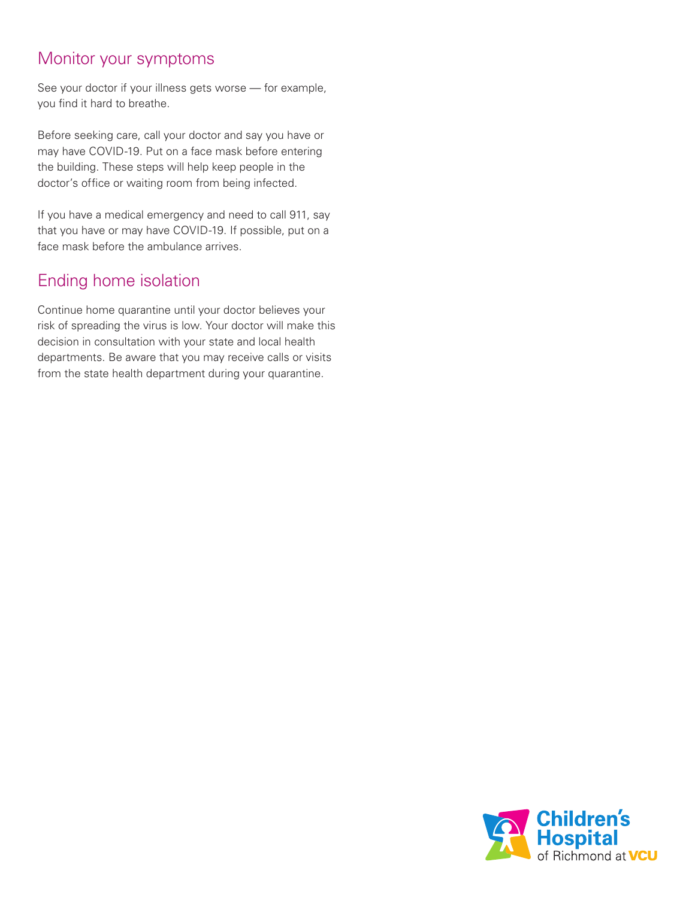## Monitor your symptoms

See your doctor if your illness gets worse — for example, you find it hard to breathe.

Before seeking care, call your doctor and say you have or may have COVID-19. Put on a face mask before entering the building. These steps will help keep people in the doctor's office or waiting room from being infected.

If you have a medical emergency and need to call 911, say that you have or may have COVID-19. If possible, put on a face mask before the ambulance arrives.

## Ending home isolation

Continue home quarantine until your doctor believes your risk of spreading the virus is low. Your doctor will make this decision in consultation with your state and local health departments. Be aware that you may receive calls or visits from the state health department during your quarantine.

Children's Hospital of Richmond at VCU